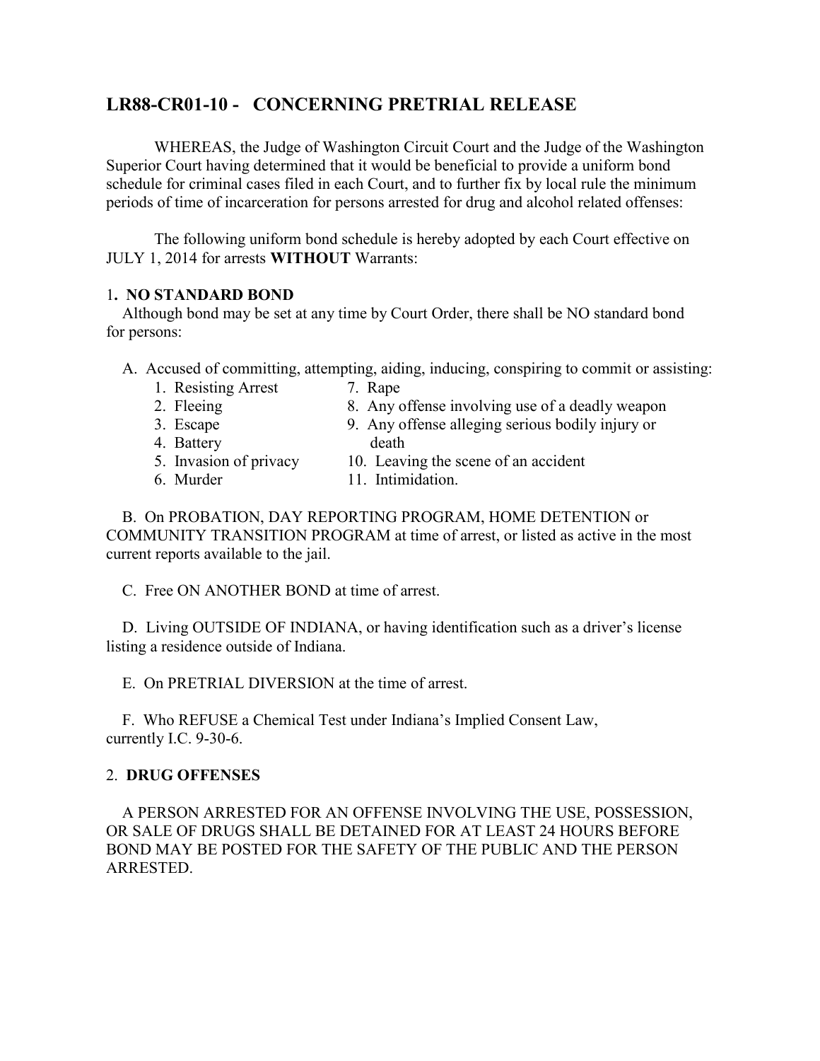## LR88-CR01-10 - CONCERNING PRETRIAL RELEASE

WHEREAS, the Judge of Washington Circuit Court and the Judge of the Washington Superior Court having determined that it would be beneficial to provide a uniform bond schedule for criminal cases filed in each Court, and to further fix by local rule the minimum periods of time of incarceration for persons arrested for drug and alcohol related offenses:

The following uniform bond schedule is hereby adopted by each Court effective on JULY 1, 2014 for arrests **WITHOUT** Warrants:

### 1. NO STANDARD BOND

Although bond may be set at any time by Court Order, there shall be NO standard bond for persons:

A. Accused of committing, attempting, aiding, inducing, conspiring to commit or assisting:

1. Resisting Arrest
2. Fleeing
3. Escape
4. Battery
5. Invasion of privacy
6. Murder
7. Rape
8. Any offense involving use of a deadly weapon
9. Any offense alleging serious bodily injury or death
10. Leaving the scene of an accident
11. Intimidation.

B. On PROBATION, DAY REPORTING PROGRAM, HOME DETENTION or COMMUNITY TRANSITION PROGRAM at time of arrest, or listed as active in the most current reports available to the jail.

C. Free ON ANOTHER BOND at time of arrest.

D. Living OUTSIDE OF INDIANA, or having identification such as a driver's license listing a residence outside of Indiana.

E. On PRETRIAL DIVERSION at the time of arrest.

F. Who REFUSE a Chemical Test under Indiana's Implied Consent Law, currently I.C. 9-30-6.

### 2. DRUG OFFENSES

A PERSON ARRESTED FOR AN OFFENSE INVOLVING THE USE, POSSESSION, OR SALE OF DRUGS SHALL BE DETAINED FOR AT LEAST 24 HOURS BEFORE BOND MAY BE POSTED FOR THE SAFETY OF THE PUBLIC AND THE PERSON ARRESTED.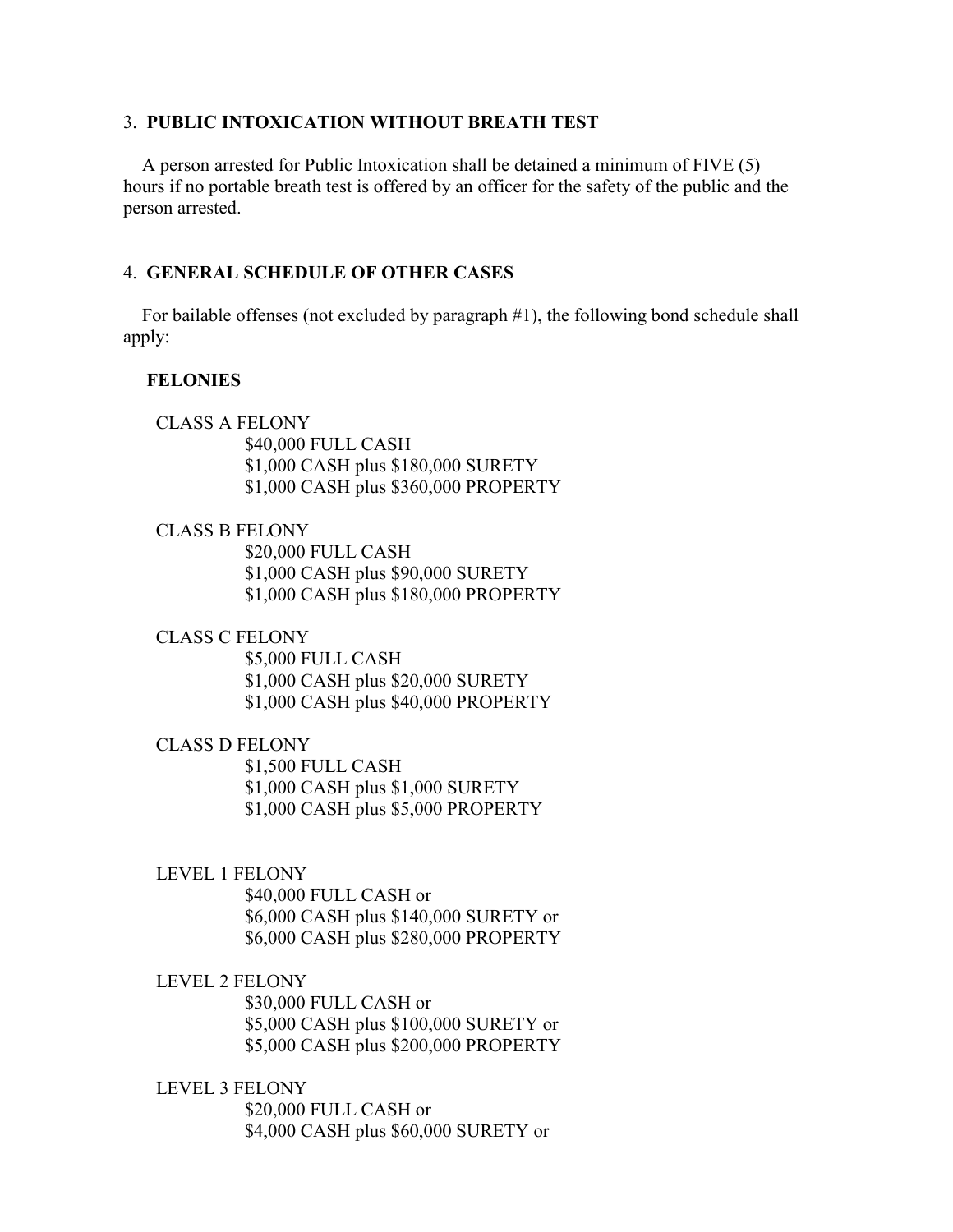### 3. PUBLIC INTOXICATION WITHOUT BREATH TEST

A person arrested for Public Intoxication shall be detained a minimum of FIVE (5) hours if no portable breath test is offered by an officer for the safety of the public and the person arrested.

### 4. GENERAL SCHEDULE OF OTHER CASES

For bailable offenses (not excluded by paragraph #1), the following bond schedule shall apply:

**FELONIES**

CLASS A FELONY
$40,000 FULL CASH
$1,000 CASH plus $180,000 SURETY
$1,000 CASH plus $360,000 PROPERTY

CLASS B FELONY
$20,000 FULL CASH
$1,000 CASH plus $90,000 SURETY
$1,000 CASH plus $180,000 PROPERTY

CLASS C FELONY
$5,000 FULL CASH
$1,000 CASH plus $20,000 SURETY
$1,000 CASH plus $40,000 PROPERTY

CLASS D FELONY
$1,500 FULL CASH
$1,000 CASH plus $1,000 SURETY
$1,000 CASH plus $5,000 PROPERTY

LEVEL 1 FELONY
$40,000 FULL CASH or
$6,000 CASH plus $140,000 SURETY or
$6,000 CASH plus $280,000 PROPERTY

LEVEL 2 FELONY
$30,000 FULL CASH or
$5,000 CASH plus $100,000 SURETY or
$5,000 CASH plus $200,000 PROPERTY

LEVEL 3 FELONY
$20,000 FULL CASH or
$4,000 CASH plus $60,000 SURETY or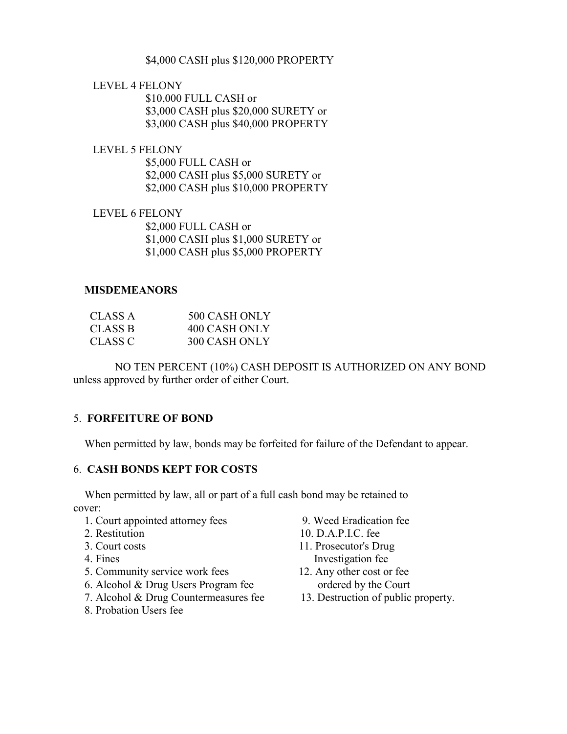$4,000 CASH plus $120,000 PROPERTY

LEVEL 4 FELONY

$10,000 FULL CASH or
$3,000 CASH plus $20,000 SURETY or
$3,000 CASH plus $40,000 PROPERTY

LEVEL 5 FELONY

$5,000 FULL CASH or
$2,000 CASH plus $5,000 SURETY or
$2,000 CASH plus $10,000 PROPERTY

LEVEL 6 FELONY

$2,000 FULL CASH or
$1,000 CASH plus $1,000 SURETY or
$1,000 CASH plus $5,000 PROPERTY

**MISDEMEANORS**

| | |
|---|---|
| CLASS A | 500 CASH ONLY |
| CLASS B | 400 CASH ONLY |
| CLASS C | 300 CASH ONLY |

NO TEN PERCENT (10%) CASH DEPOSIT IS AUTHORIZED ON ANY BOND unless approved by further order of either Court.

5. **FORFEITURE OF BOND**

When permitted by law, bonds may be forfeited for failure of the Defendant to appear.

6. **CASH BONDS KEPT FOR COSTS**

When permitted by law, all or part of a full cash bond may be retained to cover:

1. Court appointed attorney fees
2. Restitution
3. Court costs
4. Fines
5. Community service work fees
6. Alcohol & Drug Users Program fee
7. Alcohol & Drug Countermeasures fee
8. Probation Users fee
9. Weed Eradication fee
10. D.A.P.I.C. fee
11. Prosecutor's Drug Investigation fee
12. Any other cost or fee ordered by the Court
13. Destruction of public property.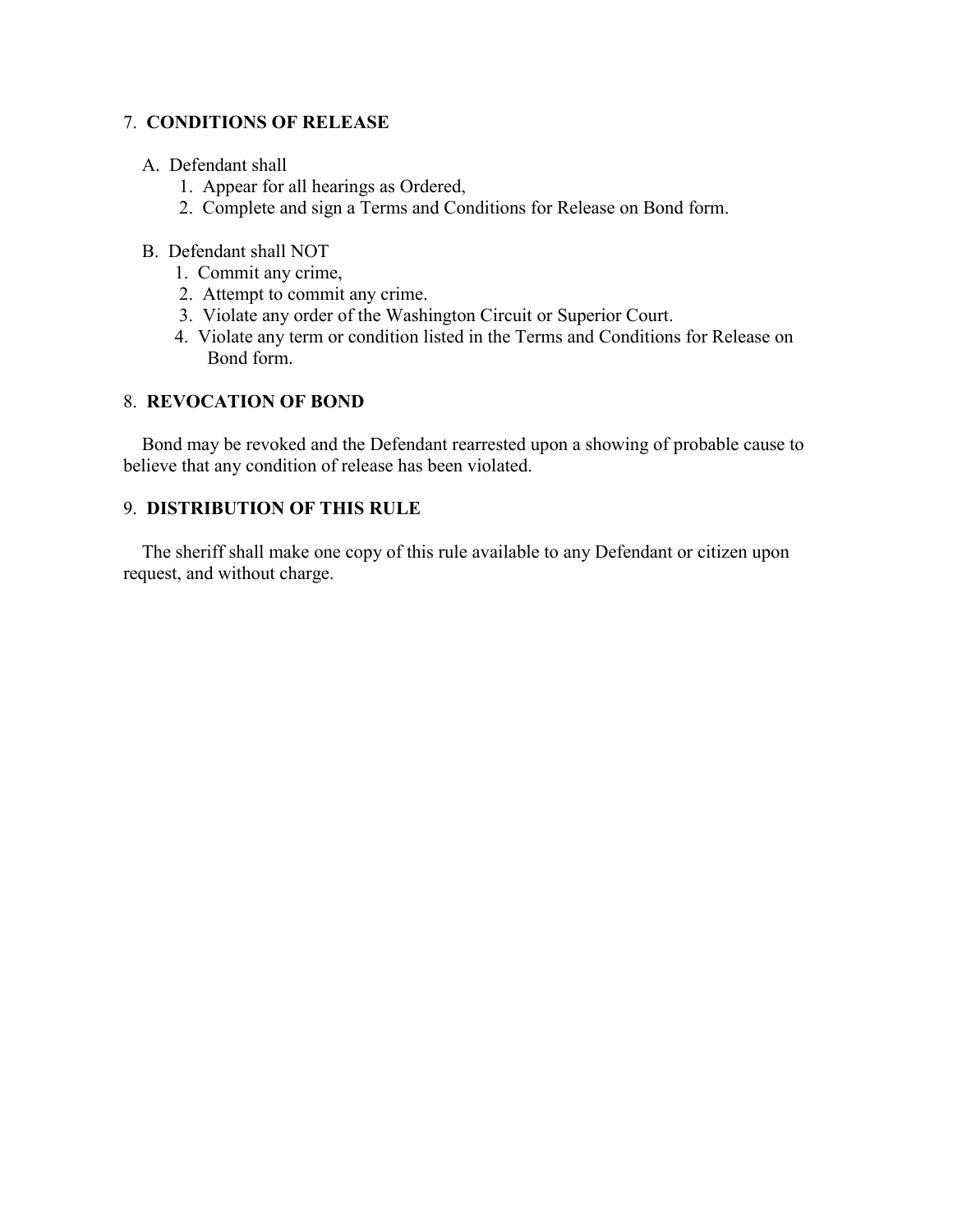## 7. **CONDITIONS OF RELEASE**

A. Defendant shall

1. Appear for all hearings as Ordered,
2. Complete and sign a Terms and Conditions for Release on Bond form.

B. Defendant shall NOT

1. Commit any crime,
2. Attempt to commit any crime.
3. Violate any order of the Washington Circuit or Superior Court.
4. Violate any term or condition listed in the Terms and Conditions for Release on Bond form.

## 8. **REVOCATION OF BOND**

Bond may be revoked and the Defendant rearrested upon a showing of probable cause to believe that any condition of release has been violated.

## 9. **DISTRIBUTION OF THIS RULE**

The sheriff shall make one copy of this rule available to any Defendant or citizen upon request, and without charge.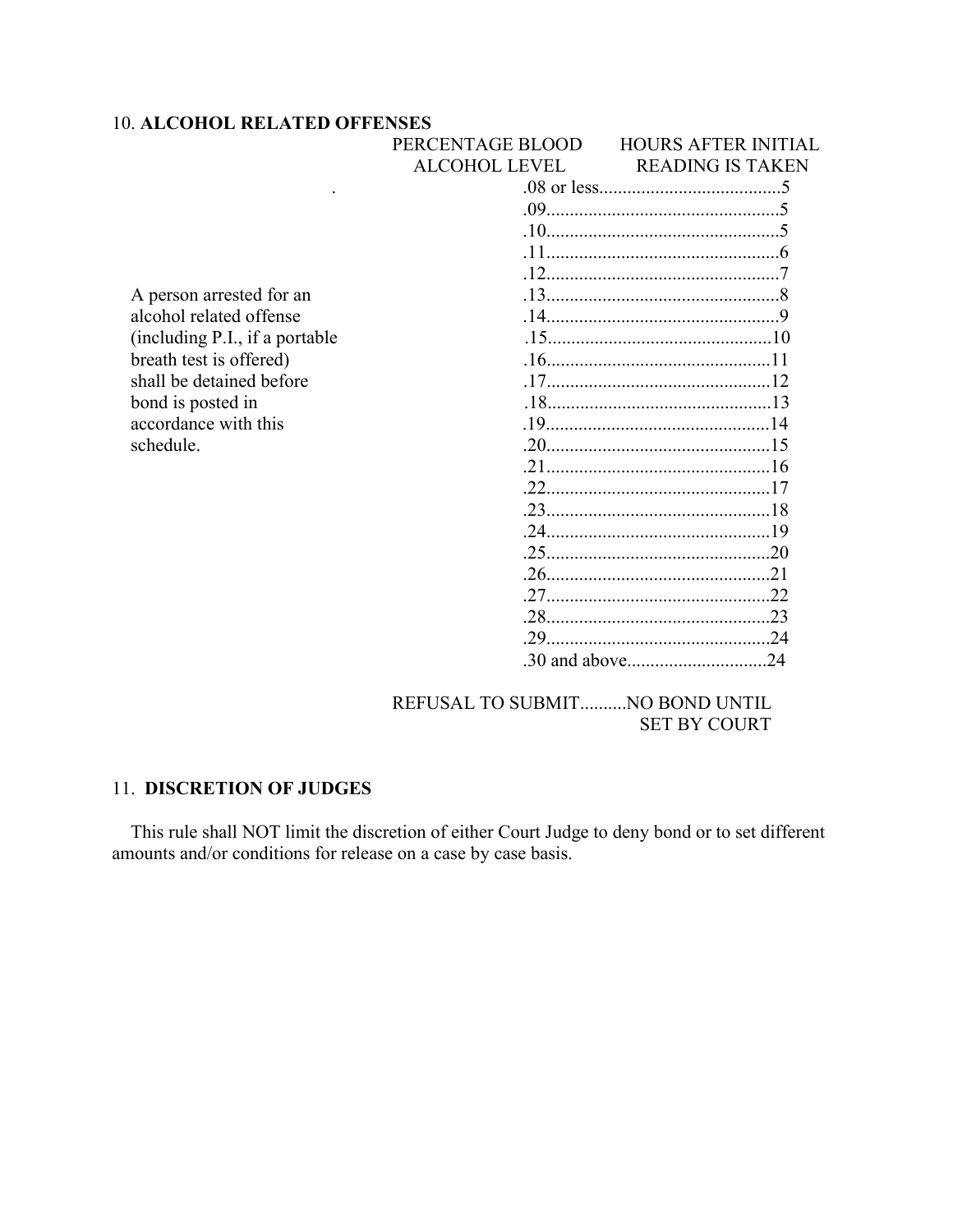## 10. **ALCOHOL RELATED OFFENSES**

A person arrested for an alcohol related offense (including P.I., if a portable breath test is offered) shall be detained before bond is posted in accordance with this schedule.

| PERCENTAGE BLOOD ALCOHOL LEVEL | HOURS AFTER INITIAL READING IS TAKEN |
|---|---|
| .08 or less | 5 |
| .09 | 5 |
| .10 | 5 |
| .11 | 6 |
| .12 | 7 |
| .13 | 8 |
| .14 | 9 |
| .15 | 10 |
| .16 | 11 |
| .17 | 12 |
| .18 | 13 |
| .19 | 14 |
| .20 | 15 |
| .21 | 16 |
| .22 | 17 |
| .23 | 18 |
| .24 | 19 |
| .25 | 20 |
| .26 | 21 |
| .27 | 22 |
| .28 | 23 |
| .29 | 24 |
| .30 and above | 24 |

REFUSAL TO SUBMIT..........NO BOND UNTIL SET BY COURT

## 11. **DISCRETION OF JUDGES**

This rule shall NOT limit the discretion of either Court Judge to deny bond or to set different amounts and/or conditions for release on a case by case basis.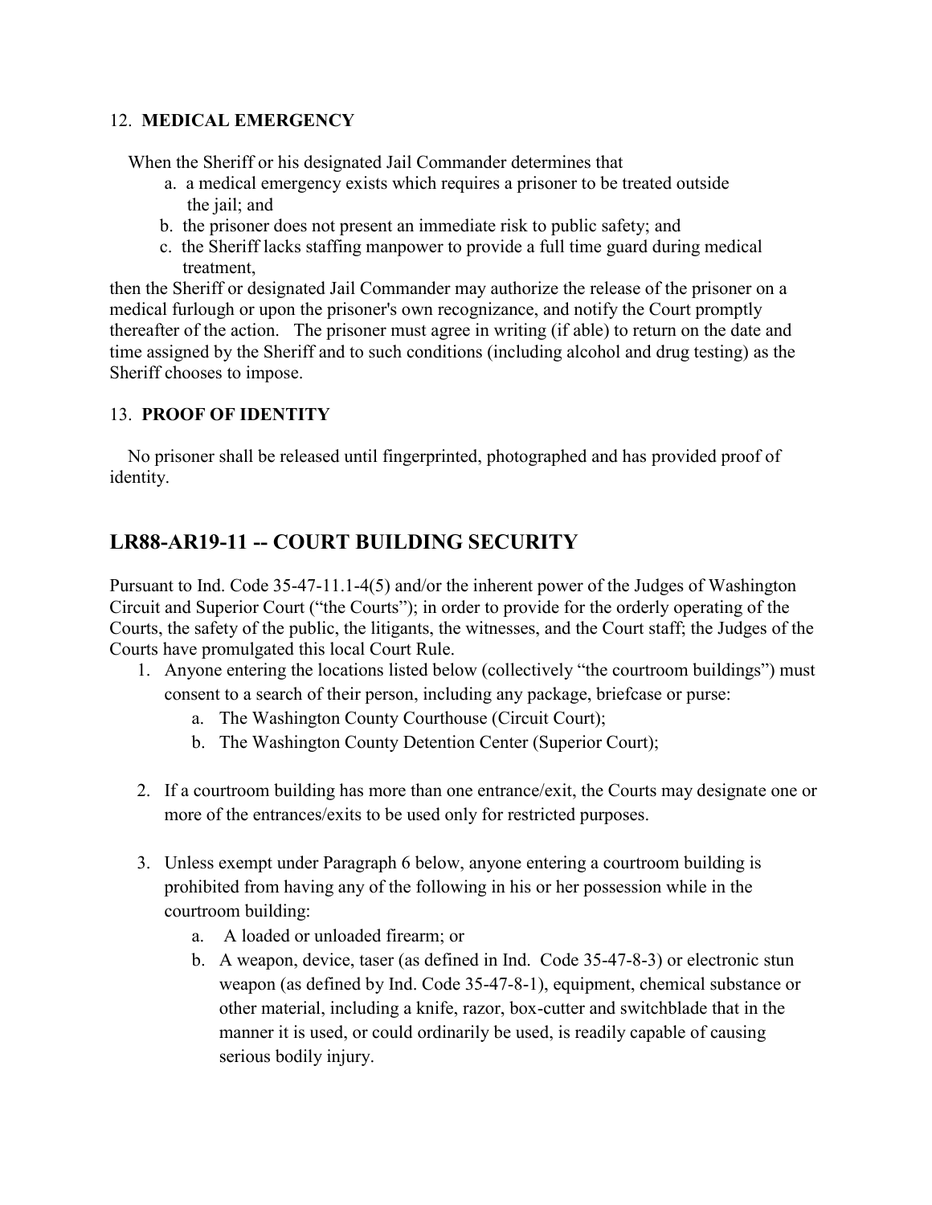12. **MEDICAL EMERGENCY**

When the Sheriff or his designated Jail Commander determines that

a. a medical emergency exists which requires a prisoner to be treated outside the jail; and
b. the prisoner does not present an immediate risk to public safety; and
c. the Sheriff lacks staffing manpower to provide a full time guard during medical treatment,

then the Sheriff or designated Jail Commander may authorize the release of the prisoner on a medical furlough or upon the prisoner's own recognizance, and notify the Court promptly thereafter of the action. The prisoner must agree in writing (if able) to return on the date and time assigned by the Sheriff and to such conditions (including alcohol and drug testing) as the Sheriff chooses to impose.

13. **PROOF OF IDENTITY**

No prisoner shall be released until fingerprinted, photographed and has provided proof of identity.

## LR88-AR19-11 -- COURT BUILDING SECURITY

Pursuant to Ind. Code 35-47-11.1-4(5) and/or the inherent power of the Judges of Washington Circuit and Superior Court ("the Courts"); in order to provide for the orderly operating of the Courts, the safety of the public, the litigants, the witnesses, and the Court staff; the Judges of the Courts have promulgated this local Court Rule.

1. Anyone entering the locations listed below (collectively "the courtroom buildings") must consent to a search of their person, including any package, briefcase or purse:
   a. The Washington County Courthouse (Circuit Court);
   b. The Washington County Detention Center (Superior Court);
2. If a courtroom building has more than one entrance/exit, the Courts may designate one or more of the entrances/exits to be used only for restricted purposes.
3. Unless exempt under Paragraph 6 below, anyone entering a courtroom building is prohibited from having any of the following in his or her possession while in the courtroom building:
   a. A loaded or unloaded firearm; or
   b. A weapon, device, taser (as defined in Ind. Code 35-47-8-3) or electronic stun weapon (as defined by Ind. Code 35-47-8-1), equipment, chemical substance or other material, including a knife, razor, box-cutter and switchblade that in the manner it is used, or could ordinarily be used, is readily capable of causing serious bodily injury.